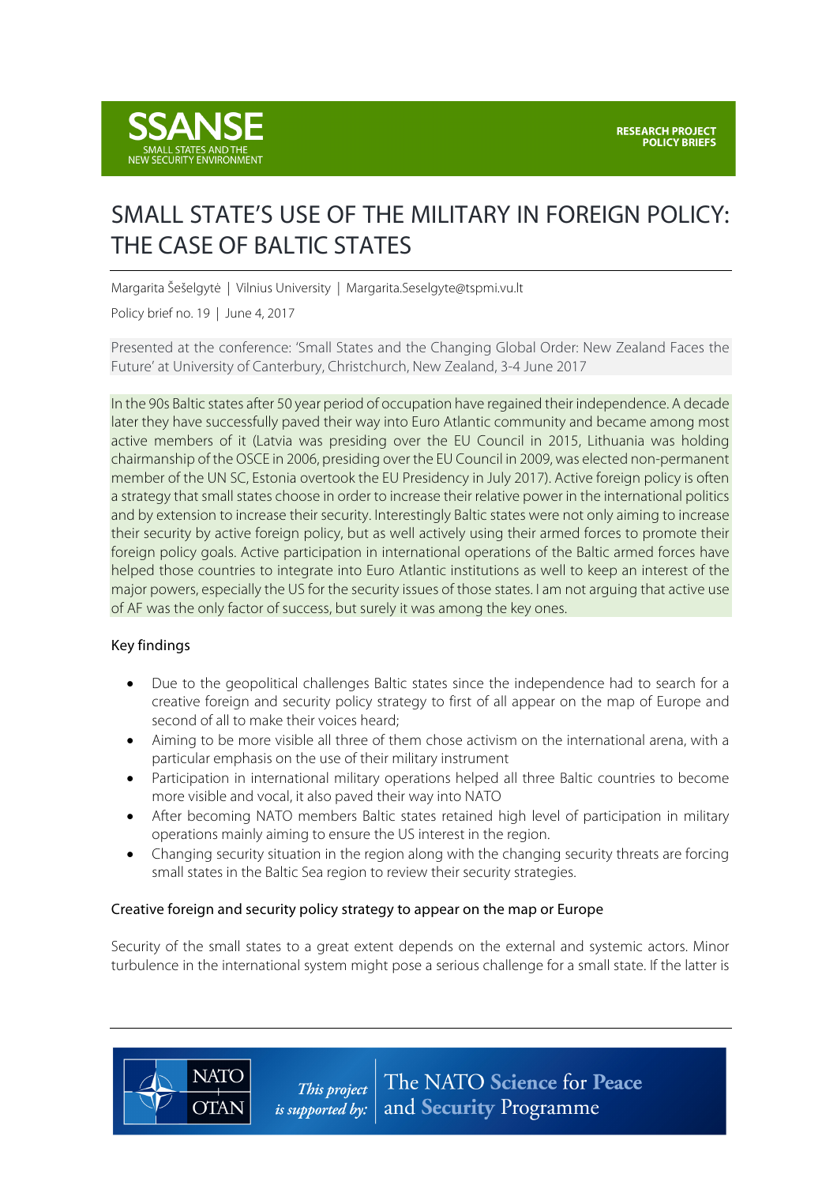SSANSE
SMALL STATES AND THE NEW SECURITY ENVIRONMENT

RESEARCH PROJECT
POLICY BRIEFS

# SMALL STATE'S USE OF THE MILITARY IN FOREIGN POLICY: THE CASE OF BALTIC STATES

Margarita Šešelgytė | Vilnius University | Margarita.Seselgyte@tspmi.vu.lt

Policy brief no. 19 | June 4, 2017

Presented at the conference: 'Small States and the Changing Global Order: New Zealand Faces the Future' at University of Canterbury, Christchurch, New Zealand, 3-4 June 2017

In the 90s Baltic states after 50 year period of occupation have regained their independence. A decade later they have successfully paved their way into Euro Atlantic community and became among most active members of it (Latvia was presiding over the EU Council in 2015, Lithuania was holding chairmanship of the OSCE in 2006, presiding over the EU Council in 2009, was elected non-permanent member of the UN SC, Estonia overtook the EU Presidency in July 2017). Active foreign policy is often a strategy that small states choose in order to increase their relative power in the international politics and by extension to increase their security. Interestingly Baltic states were not only aiming to increase their security by active foreign policy, but as well actively using their armed forces to promote their foreign policy goals. Active participation in international operations of the Baltic armed forces have helped those countries to integrate into Euro Atlantic institutions as well to keep an interest of the major powers, especially the US for the security issues of those states. I am not arguing that active use of AF was the only factor of success, but surely it was among the key ones.

## Key findings

- Due to the geopolitical challenges Baltic states since the independence had to search for a creative foreign and security policy strategy to first of all appear on the map of Europe and second of all to make their voices heard;
- Aiming to be more visible all three of them chose activism on the international arena, with a particular emphasis on the use of their military instrument
- Participation in international military operations helped all three Baltic countries to become more visible and vocal, it also paved their way into NATO
- After becoming NATO members Baltic states retained high level of participation in military operations mainly aiming to ensure the US interest in the region.
- Changing security situation in the region along with the changing security threats are forcing small states in the Baltic Sea region to review their security strategies.

## Creative foreign and security policy strategy to appear on the map or Europe

Security of the small states to a great extent depends on the external and systemic actors. Minor turbulence in the international system might pose a serious challenge for a small state. If the latter is

NATO OTAN — This project is supported by: The NATO Science for Peace and Security Programme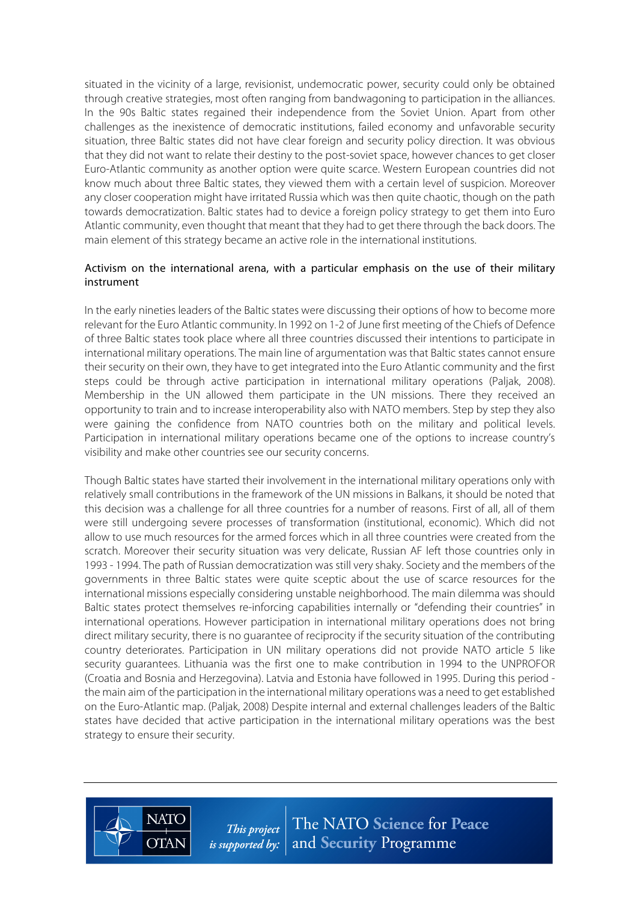situated in the vicinity of a large, revisionist, undemocratic power, security could only be obtained through creative strategies, most often ranging from bandwagoning to participation in the alliances. In the 90s Baltic states regained their independence from the Soviet Union. Apart from other challenges as the inexistence of democratic institutions, failed economy and unfavorable security situation, three Baltic states did not have clear foreign and security policy direction. It was obvious that they did not want to relate their destiny to the post-soviet space, however chances to get closer Euro-Atlantic community as another option were quite scarce. Western European countries did not know much about three Baltic states, they viewed them with a certain level of suspicion. Moreover any closer cooperation might have irritated Russia which was then quite chaotic, though on the path towards democratization. Baltic states had to device a foreign policy strategy to get them into Euro Atlantic community, even thought that meant that they had to get there through the back doors. The main element of this strategy became an active role in the international institutions.

### Activism on the international arena, with a particular emphasis on the use of their military instrument

In the early nineties leaders of the Baltic states were discussing their options of how to become more relevant for the Euro Atlantic community. In 1992 on 1-2 of June first meeting of the Chiefs of Defence of three Baltic states took place where all three countries discussed their intentions to participate in international military operations. The main line of argumentation was that Baltic states cannot ensure their security on their own, they have to get integrated into the Euro Atlantic community and the first steps could be through active participation in international military operations (Paljak, 2008). Membership in the UN allowed them participate in the UN missions. There they received an opportunity to train and to increase interoperability also with NATO members. Step by step they also were gaining the confidence from NATO countries both on the military and political levels. Participation in international military operations became one of the options to increase country's visibility and make other countries see our security concerns.

Though Baltic states have started their involvement in the international military operations only with relatively small contributions in the framework of the UN missions in Balkans, it should be noted that this decision was a challenge for all three countries for a number of reasons. First of all, all of them were still undergoing severe processes of transformation (institutional, economic). Which did not allow to use much resources for the armed forces which in all three countries were created from the scratch. Moreover their security situation was very delicate, Russian AF left those countries only in 1993 - 1994. The path of Russian democratization was still very shaky. Society and the members of the governments in three Baltic states were quite sceptic about the use of scarce resources for the international missions especially considering unstable neighborhood. The main dilemma was should Baltic states protect themselves re-inforcing capabilities internally or "defending their countries" in international operations. However participation in international military operations does not bring direct military security, there is no guarantee of reciprocity if the security situation of the contributing country deteriorates. Participation in UN military operations did not provide NATO article 5 like security guarantees. Lithuania was the first one to make contribution in 1994 to the UNPROFOR (Croatia and Bosnia and Herzegovina). Latvia and Estonia have followed in 1995. During this period - the main aim of the participation in the international military operations was a need to get established on the Euro-Atlantic map. (Paljak, 2008) Despite internal and external challenges leaders of the Baltic states have decided that active participation in the international military operations was the best strategy to ensure their security.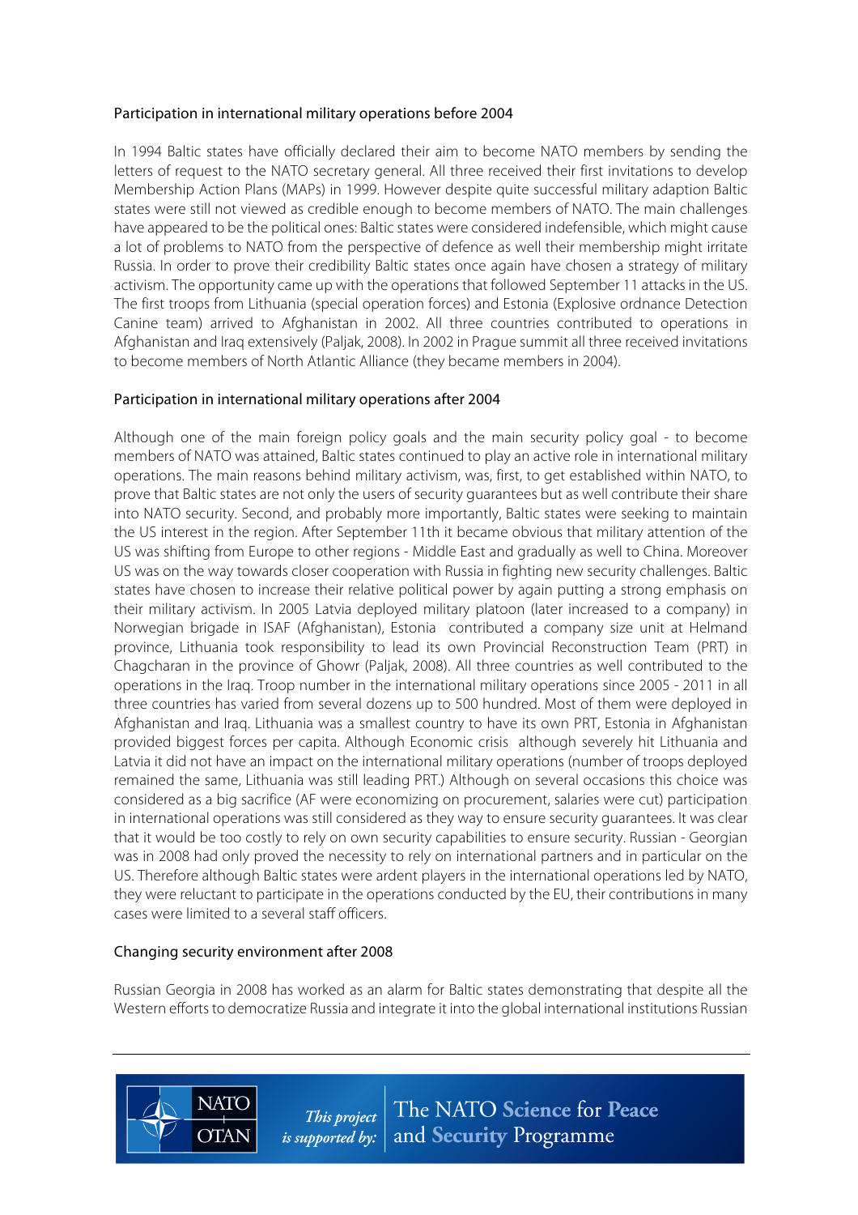### Participation in international military operations before 2004

In 1994 Baltic states have officially declared their aim to become NATO members by sending the letters of request to the NATO secretary general. All three received their first invitations to develop Membership Action Plans (MAPs) in 1999. However despite quite successful military adaption Baltic states were still not viewed as credible enough to become members of NATO. The main challenges have appeared to be the political ones: Baltic states were considered indefensible, which might cause a lot of problems to NATO from the perspective of defence as well their membership might irritate Russia. In order to prove their credibility Baltic states once again have chosen a strategy of military activism. The opportunity came up with the operations that followed September 11 attacks in the US. The first troops from Lithuania (special operation forces) and Estonia (Explosive ordnance Detection Canine team) arrived to Afghanistan in 2002. All three countries contributed to operations in Afghanistan and Iraq extensively (Paljak, 2008). In 2002 in Prague summit all three received invitations to become members of North Atlantic Alliance (they became members in 2004).

### Participation in international military operations after 2004

Although one of the main foreign policy goals and the main security policy goal - to become members of NATO was attained, Baltic states continued to play an active role in international military operations. The main reasons behind military activism, was, first, to get established within NATO, to prove that Baltic states are not only the users of security guarantees but as well contribute their share into NATO security. Second, and probably more importantly, Baltic states were seeking to maintain the US interest in the region. After September 11th it became obvious that military attention of the US was shifting from Europe to other regions - Middle East and gradually as well to China. Moreover US was on the way towards closer cooperation with Russia in fighting new security challenges. Baltic states have chosen to increase their relative political power by again putting a strong emphasis on their military activism. In 2005 Latvia deployed military platoon (later increased to a company) in Norwegian brigade in ISAF (Afghanistan), Estonia contributed a company size unit at Helmand province, Lithuania took responsibility to lead its own Provincial Reconstruction Team (PRT) in Chagcharan in the province of Ghowr (Paljak, 2008). All three countries as well contributed to the operations in the Iraq. Troop number in the international military operations since 2005 - 2011 in all three countries has varied from several dozens up to 500 hundred. Most of them were deployed in Afghanistan and Iraq. Lithuania was a smallest country to have its own PRT, Estonia in Afghanistan provided biggest forces per capita. Although Economic crisis although severely hit Lithuania and Latvia it did not have an impact on the international military operations (number of troops deployed remained the same, Lithuania was still leading PRT.) Although on several occasions this choice was considered as a big sacrifice (AF were economizing on procurement, salaries were cut) participation in international operations was still considered as they way to ensure security guarantees. It was clear that it would be too costly to rely on own security capabilities to ensure security. Russian - Georgian was in 2008 had only proved the necessity to rely on international partners and in particular on the US. Therefore although Baltic states were ardent players in the international operations led by NATO, they were reluctant to participate in the operations conducted by the EU, their contributions in many cases were limited to a several staff officers.

### Changing security environment after 2008

Russian Georgia in 2008 has worked as an alarm for Baltic states demonstrating that despite all the Western efforts to democratize Russia and integrate it into the global international institutions Russian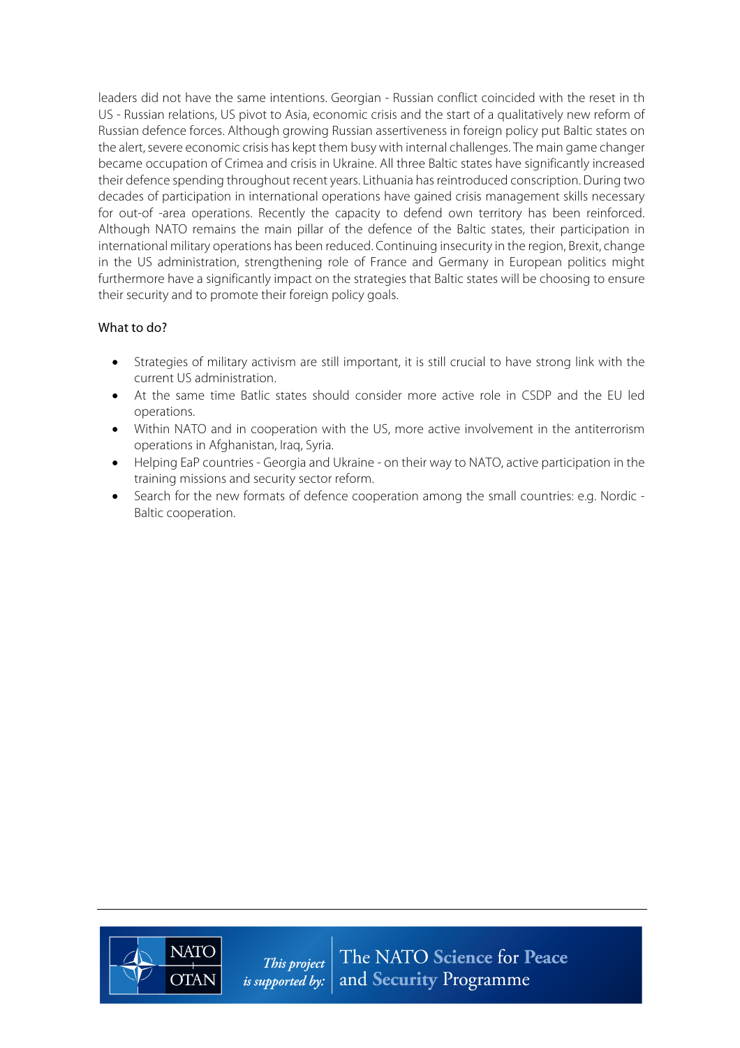leaders did not have the same intentions. Georgian - Russian conflict coincided with the reset in th US - Russian relations, US pivot to Asia, economic crisis and the start of a qualitatively new reform of Russian defence forces. Although growing Russian assertiveness in foreign policy put Baltic states on the alert, severe economic crisis has kept them busy with internal challenges. The main game changer became occupation of Crimea and crisis in Ukraine. All three Baltic states have significantly increased their defence spending throughout recent years. Lithuania has reintroduced conscription. During two decades of participation in international operations have gained crisis management skills necessary for out-of -area operations. Recently the capacity to defend own territory has been reinforced. Although NATO remains the main pillar of the defence of the Baltic states, their participation in international military operations has been reduced. Continuing insecurity in the region, Brexit, change in the US administration, strengthening role of France and Germany in European politics might furthermore have a significantly impact on the strategies that Baltic states will be choosing to ensure their security and to promote their foreign policy goals.

What to do?

- Strategies of military activism are still important, it is still crucial to have strong link with the current US administration.
- At the same time Batlic states should consider more active role in CSDP and the EU led operations.
- Within NATO and in cooperation with the US, more active involvement in the antiterrorism operations in Afghanistan, Iraq, Syria.
- Helping EaP countries - Georgia and Ukraine - on their way to NATO, active participation in the training missions and security sector reform.
- Search for the new formats of defence cooperation among the small countries: e.g. Nordic - Baltic cooperation.